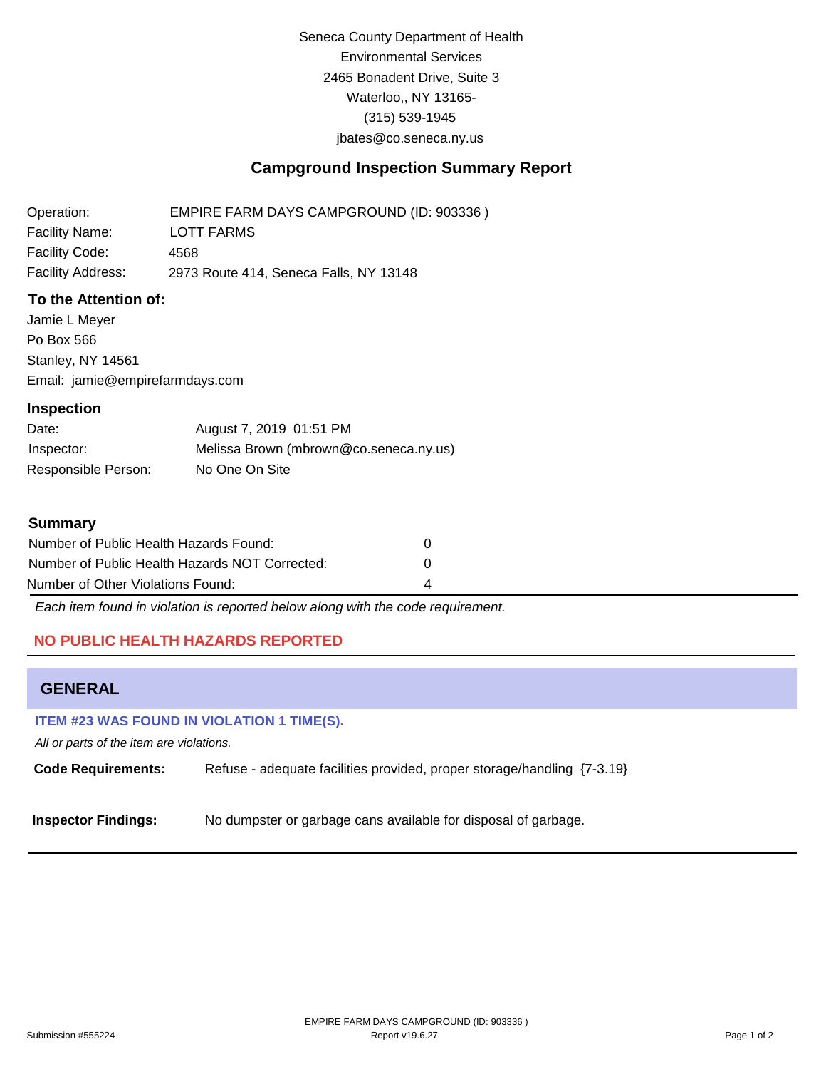Seneca County Department of Health
Environmental Services
2465 Bonadent Drive, Suite 3
Waterloo,, NY 13165-
(315) 539-1945
jbates@co.seneca.ny.us

## Campground Inspection Summary Report

| | |
|---|---|
| Operation: | EMPIRE FARM DAYS CAMPGROUND (ID: 903336 ) |
| Facility Name: | LOTT FARMS |
| Facility Code: | 4568 |
| Facility Address: | 2973 Route 414, Seneca Falls, NY 13148 |

### To the Attention of:

Jamie L Meyer
Po Box 566
Stanley, NY 14561
Email: jamie@empirefarmdays.com

### Inspection

| | |
|---|---|
| Date: | August 7, 2019 01:51 PM |
| Inspector: | Melissa Brown (mbrown@co.seneca.ny.us) |
| Responsible Person: | No One On Site |

### Summary

| | |
|---|---|
| Number of Public Health Hazards Found: | 0 |
| Number of Public Health Hazards NOT Corrected: | 0 |
| Number of Other Violations Found: | 4 |

*Each item found in violation is reported below along with the code requirement.*

**NO PUBLIC HEALTH HAZARDS REPORTED**

## GENERAL

**ITEM #23 WAS FOUND IN VIOLATION 1 TIME(S).**

*All or parts of the item are violations.*

**Code Requirements:** Refuse - adequate facilities provided, proper storage/handling {7-3.19}

**Inspector Findings:** No dumpster or garbage cans available for disposal of garbage.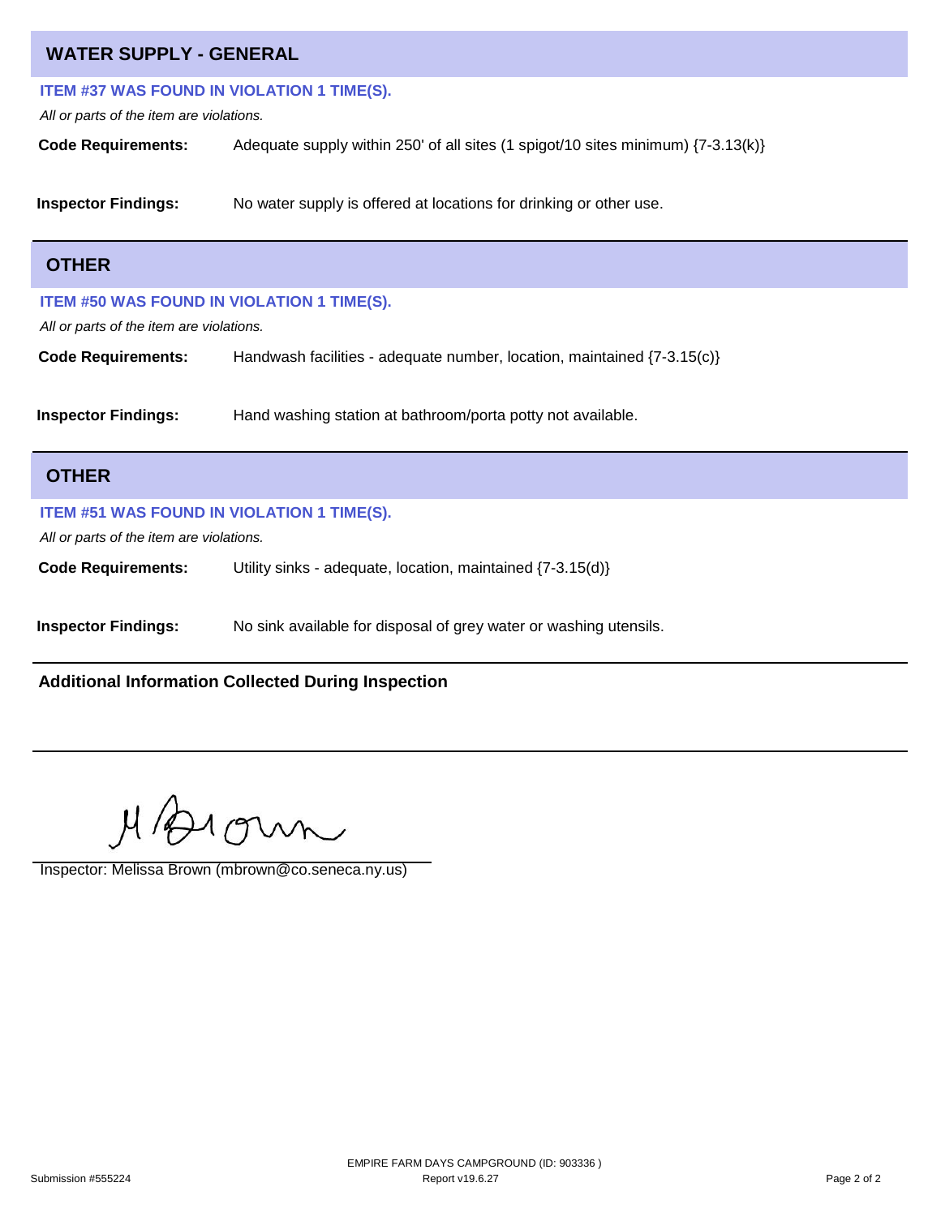## WATER SUPPLY - GENERAL

**ITEM #37 WAS FOUND IN VIOLATION 1 TIME(S).**

*All or parts of the item are violations.*

**Code Requirements:** Adequate supply within 250' of all sites (1 spigot/10 sites minimum) {7-3.13(k)}

**Inspector Findings:** No water supply is offered at locations for drinking or other use.

## OTHER

**ITEM #50 WAS FOUND IN VIOLATION 1 TIME(S).**

*All or parts of the item are violations.*

**Code Requirements:** Handwash facilities - adequate number, location, maintained {7-3.15(c)}

**Inspector Findings:** Hand washing station at bathroom/porta potty not available.

## OTHER

**ITEM #51 WAS FOUND IN VIOLATION 1 TIME(S).**

*All or parts of the item are violations.*

**Code Requirements:** Utility sinks - adequate, location, maintained {7-3.15(d)}

**Inspector Findings:** No sink available for disposal of grey water or washing utensils.

**Additional Information Collected During Inspection**

Inspector: Melissa Brown (mbrown@co.seneca.ny.us)

Submission #555224

EMPIRE FARM DAYS CAMPGROUND (ID: 903336 )
Report v19.6.27